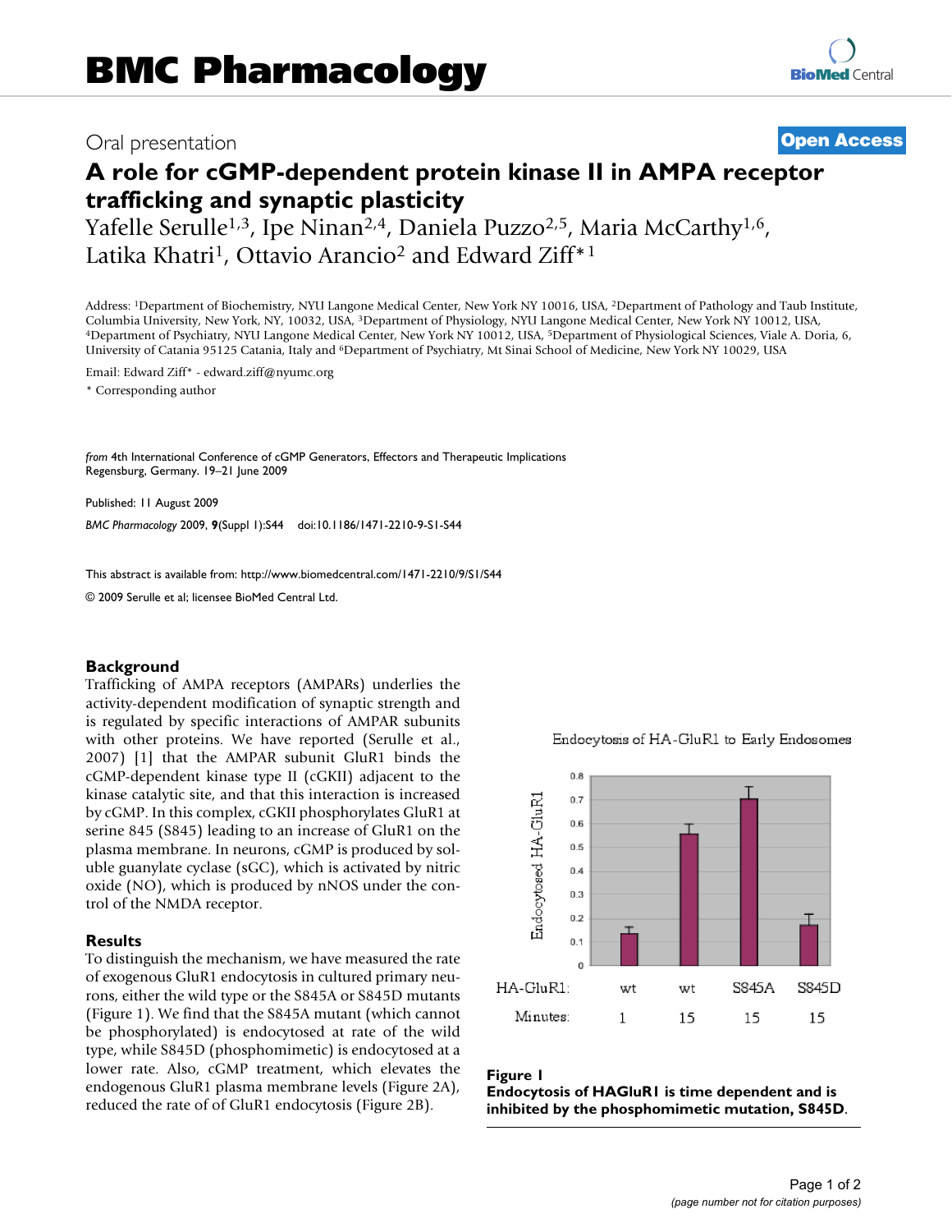# BMC Pharmacology

Oral presentation

**Open Access**

## A role for cGMP-dependent protein kinase II in AMPA receptor trafficking and synaptic plasticity

Yafelle Serulle[1,3], Ipe Ninan[2,4], Daniela Puzzo[2,5], Maria McCarthy[1,6], Latika Khatri[1], Ottavio Arancio[2] and Edward Ziff*[1]

Address: [1]Department of Biochemistry, NYU Langone Medical Center, New York NY 10016, USA, [2]Department of Pathology and Taub Institute, Columbia University, New York, NY, 10032, USA, [3]Department of Physiology, NYU Langone Medical Center, New York NY 10012, USA, [4]Department of Psychiatry, NYU Langone Medical Center, New York NY 10012, USA, [5]Department of Physiological Sciences, Viale A. Doria, 6, University of Catania 95125 Catania, Italy and [6]Department of Psychiatry, Mt Sinai School of Medicine, New York NY 10029, USA

Email: Edward Ziff* - edward.ziff@nyumc.org

\* Corresponding author

*from* 4th International Conference of cGMP Generators, Effectors and Therapeutic Implications
Regensburg, Germany. 19–21 June 2009

Published: 11 August 2009

*BMC Pharmacology* 2009, **9**(Suppl 1):S44 doi:10.1186/1471-2210-9-S1-S44

This abstract is available from: http://www.biomedcentral.com/1471-2210/9/S1/S44

© 2009 Serulle et al; licensee BioMed Central Ltd.

### Background

Trafficking of AMPA receptors (AMPARs) underlies the activity-dependent modification of synaptic strength and is regulated by specific interactions of AMPAR subunits with other proteins. We have reported (Serulle et al., 2007) [1] that the AMPAR subunit GluR1 binds the cGMP-dependent kinase type II (cGKII) adjacent to the kinase catalytic site, and that this interaction is increased by cGMP. In this complex, cGKII phosphorylates GluR1 at serine 845 (S845) leading to an increase of GluR1 on the plasma membrane. In neurons, cGMP is produced by soluble guanylate cyclase (sGC), which is activated by nitric oxide (NO), which is produced by nNOS under the control of the NMDA receptor.

### Results

To distinguish the mechanism, we have measured the rate of exogenous GluR1 endocytosis in cultured primary neurons, either the wild type or the S845A or S845D mutants (Figure 1). We find that the S845A mutant (which cannot be phosphorylated) is endocytosed at rate of the wild type, while S845D (phosphomimetic) is endocytosed at a lower rate. Also, cGMP treatment, which elevates the endogenous GluR1 plasma membrane levels (Figure 2A), reduced the rate of of GluR1 endocytosis (Figure 2B).

**Figure 1**
**Endocytosis of HAGluR1 is time dependent and is inhibited by the phosphomimetic mutation, S845D.**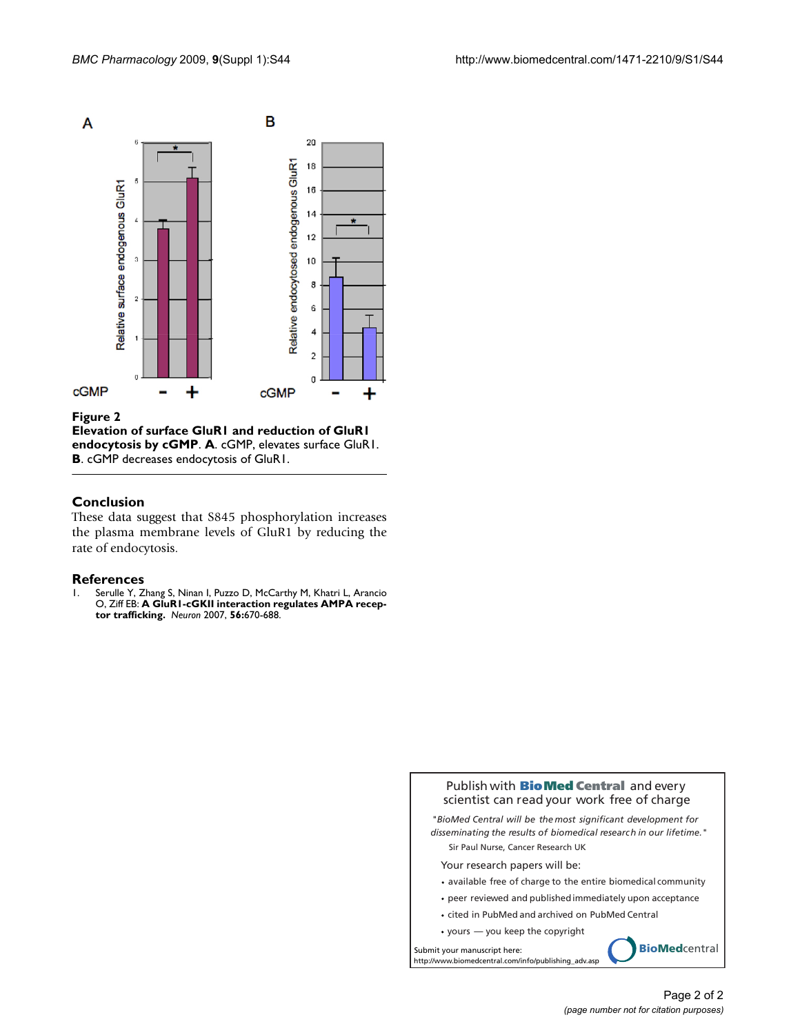A

B

Relative surface endogenous GluR1

6
5
4
3
2
1
0

*

cGMP - +

Relative endocytosed endogenous GluR1

20
18
16
14
12
10
8
6
4
2
0

*

cGMP - +

**Figure 2**

**Elevation of surface GluR1 and reduction of GluR1 endocytosis by cGMP**. **A**. cGMP, elevates surface GluR1. **B**. cGMP decreases endocytosis of GluR1.

## Conclusion

These data suggest that S845 phosphorylation increases the plasma membrane levels of GluR1 by reducing the rate of endocytosis.

## References

1. Serulle Y, Zhang S, Ninan I, Puzzo D, McCarthy M, Khatri L, Arancio O, Ziff EB: **A GluR1-cGKII interaction regulates AMPA receptor trafficking.** *Neuron* 2007, **56:**670-688.

Publish with **BioMed Central** and every scientist can read your work free of charge

*"BioMed Central will be the most significant development for disseminating the results of biomedical research in our lifetime."*

Sir Paul Nurse, Cancer Research UK

Your research papers will be:

- available free of charge to the entire biomedical community
- peer reviewed and published immediately upon acceptance
- cited in PubMed and archived on PubMed Central
- yours — you keep the copyright

Submit your manuscript here:
http://www.biomedcentral.com/info/publishing_adv.asp

BioMedcentral